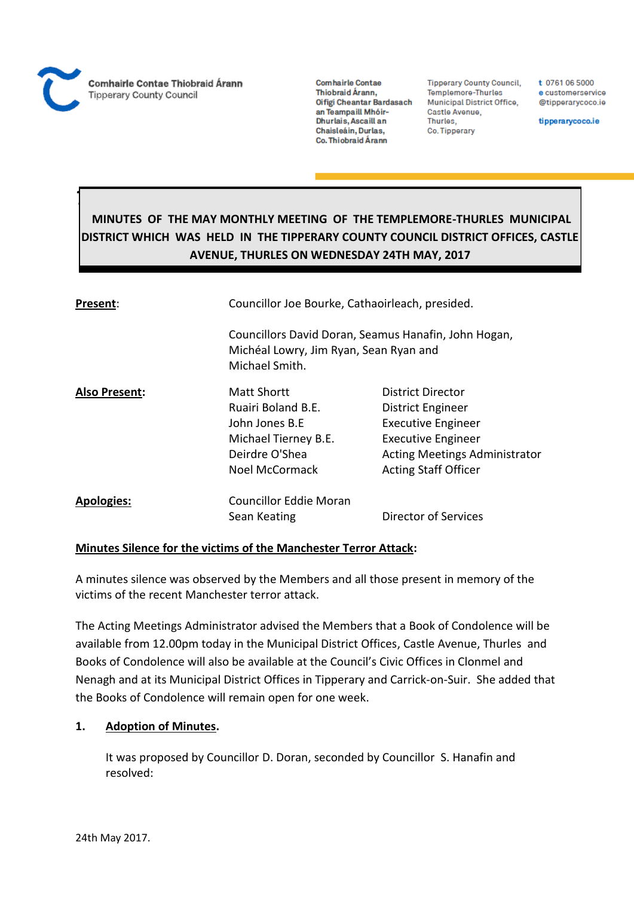Comhairle Contae Thiobraid Árann
Tipperary County Council

Comhairle Contae Thiobraid Árann, Oifigí Cheantar Bardasach an Teampaill Mhóir-Dhurlais, Ascaill an Chaisleáin, Durlas, Co. Thiobraid Árann

Tipperary County Council, Templemore-Thurles Municipal District Office, Castle Avenue, Thurles, Co. Tipperary

t 0761 06 5000
e customerservice@tipperarycoco.ie
tipperarycoco.ie

# MINUTES OF THE MAY MONTHLY MEETING OF THE TEMPLEMORE-THURLES MUNICIPAL DISTRICT WHICH WAS HELD IN THE TIPPERARY COUNTY COUNCIL DISTRICT OFFICES, CASTLE AVENUE, THURLES ON WEDNESDAY 24TH MAY, 2017

| | | |
|---|---|---|
| **Present**: | Councillor Joe Bourke, Cathaoirleach, presided. | |
| | Councillors David Doran, Seamus Hanafin, John Hogan, Michéal Lowry, Jim Ryan, Sean Ryan and Michael Smith. | |
| **Also Present:** | Matt Shortt | District Director |
| | Ruairi Boland B.E. | District Engineer |
| | John Jones B.E | Executive Engineer |
| | Michael Tierney B.E. | Executive Engineer |
| | Deirdre O'Shea | Acting Meetings Administrator |
| | Noel McCormack | Acting Staff Officer |
| **Apologies:** | Councillor Eddie Moran | |
| | Sean Keating | Director of Services |

**Minutes Silence for the victims of the Manchester Terror Attack:**

A minutes silence was observed by the Members and all those present in memory of the victims of the recent Manchester terror attack.

The Acting Meetings Administrator advised the Members that a Book of Condolence will be available from 12.00pm today in the Municipal District Offices, Castle Avenue, Thurles and Books of Condolence will also be available at the Council's Civic Offices in Clonmel and Nenagh and at its Municipal District Offices in Tipperary and Carrick-on-Suir. She added that the Books of Condolence will remain open for one week.

**1. Adoption of Minutes.**

It was proposed by Councillor D. Doran, seconded by Councillor S. Hanafin and resolved:

24th May 2017.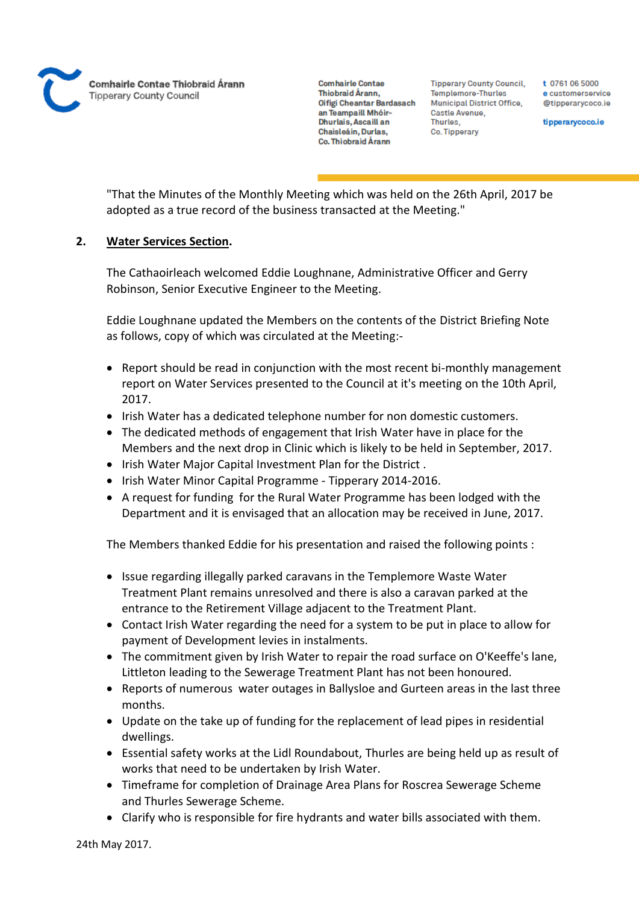"That the Minutes of the Monthly Meeting which was held on the 26th April, 2017 be adopted as a true record of the business transacted at the Meeting."

**2. <u>Water Services Section</u>.**

The Cathaoirleach welcomed Eddie Loughnane, Administrative Officer and Gerry Robinson, Senior Executive Engineer to the Meeting.

Eddie Loughnane updated the Members on the contents of the District Briefing Note as follows, copy of which was circulated at the Meeting:-

- Report should be read in conjunction with the most recent bi-monthly management report on Water Services presented to the Council at it's meeting on the 10th April, 2017.
- Irish Water has a dedicated telephone number for non domestic customers.
- The dedicated methods of engagement that Irish Water have in place for the Members and the next drop in Clinic which is likely to be held in September, 2017.
- Irish Water Major Capital Investment Plan for the District .
- Irish Water Minor Capital Programme - Tipperary 2014-2016.
- A request for funding for the Rural Water Programme has been lodged with the Department and it is envisaged that an allocation may be received in June, 2017.

The Members thanked Eddie for his presentation and raised the following points :

- Issue regarding illegally parked caravans in the Templemore Waste Water Treatment Plant remains unresolved and there is also a caravan parked at the entrance to the Retirement Village adjacent to the Treatment Plant.
- Contact Irish Water regarding the need for a system to be put in place to allow for payment of Development levies in instalments.
- The commitment given by Irish Water to repair the road surface on O'Keeffe's lane, Littleton leading to the Sewerage Treatment Plant has not been honoured.
- Reports of numerous water outages in Ballysloe and Gurteen areas in the last three months.
- Update on the take up of funding for the replacement of lead pipes in residential dwellings.
- Essential safety works at the Lidl Roundabout, Thurles are being held up as result of works that need to be undertaken by Irish Water.
- Timeframe for completion of Drainage Area Plans for Roscrea Sewerage Scheme and Thurles Sewerage Scheme.
- Clarify who is responsible for fire hydrants and water bills associated with them.

24th May 2017.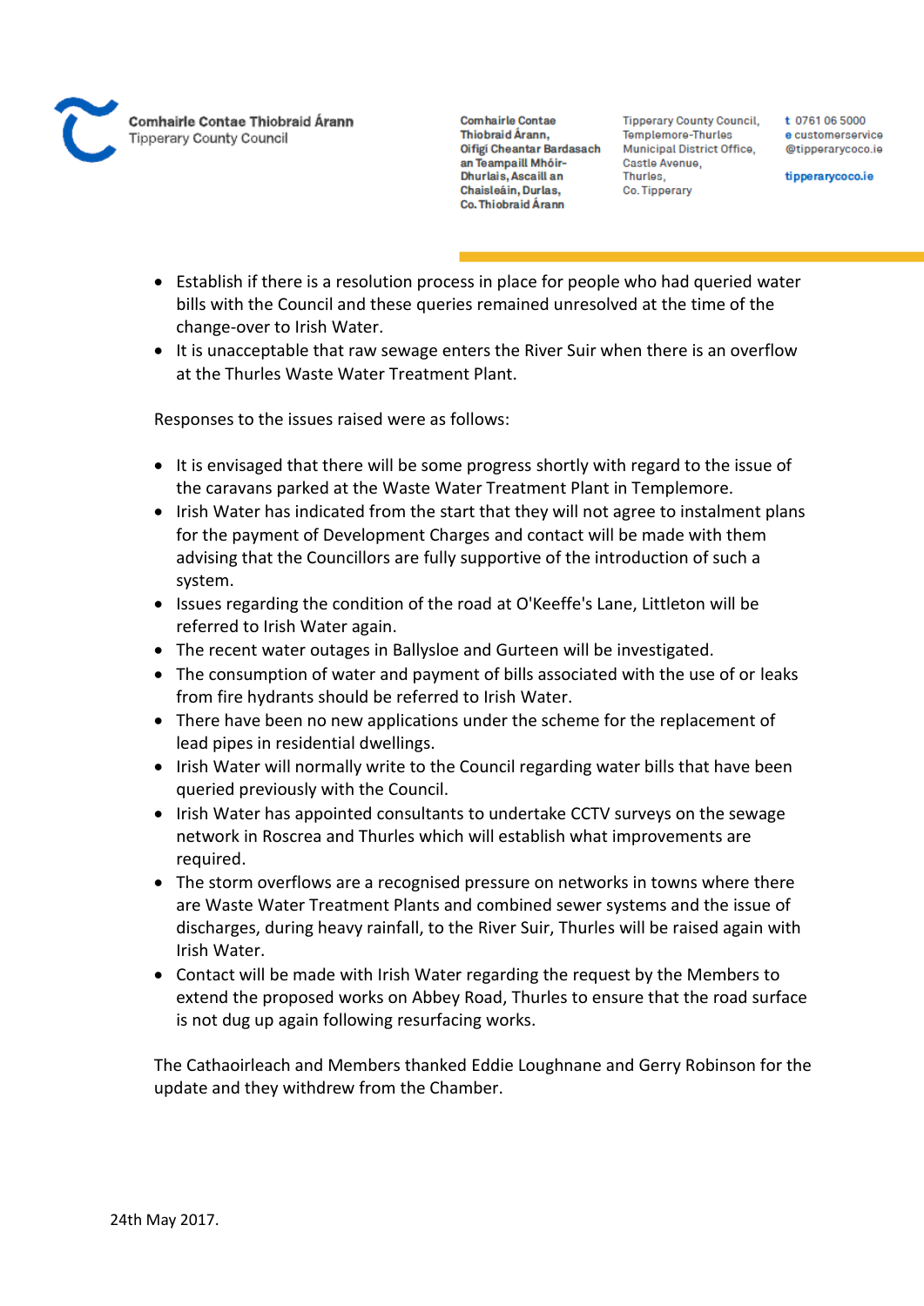- Establish if there is a resolution process in place for people who had queried water bills with the Council and these queries remained unresolved at the time of the change-over to Irish Water.
- It is unacceptable that raw sewage enters the River Suir when there is an overflow at the Thurles Waste Water Treatment Plant.

Responses to the issues raised were as follows:

- It is envisaged that there will be some progress shortly with regard to the issue of the caravans parked at the Waste Water Treatment Plant in Templemore.
- Irish Water has indicated from the start that they will not agree to instalment plans for the payment of Development Charges and contact will be made with them advising that the Councillors are fully supportive of the introduction of such a system.
- Issues regarding the condition of the road at O'Keeffe's Lane, Littleton will be referred to Irish Water again.
- The recent water outages in Ballysloe and Gurteen will be investigated.
- The consumption of water and payment of bills associated with the use of or leaks from fire hydrants should be referred to Irish Water.
- There have been no new applications under the scheme for the replacement of lead pipes in residential dwellings.
- Irish Water will normally write to the Council regarding water bills that have been queried previously with the Council.
- Irish Water has appointed consultants to undertake CCTV surveys on the sewage network in Roscrea and Thurles which will establish what improvements are required.
- The storm overflows are a recognised pressure on networks in towns where there are Waste Water Treatment Plants and combined sewer systems and the issue of discharges, during heavy rainfall, to the River Suir, Thurles will be raised again with Irish Water.
- Contact will be made with Irish Water regarding the request by the Members to extend the proposed works on Abbey Road, Thurles to ensure that the road surface is not dug up again following resurfacing works.

The Cathaoirleach and Members thanked Eddie Loughnane and Gerry Robinson for the update and they withdrew from the Chamber.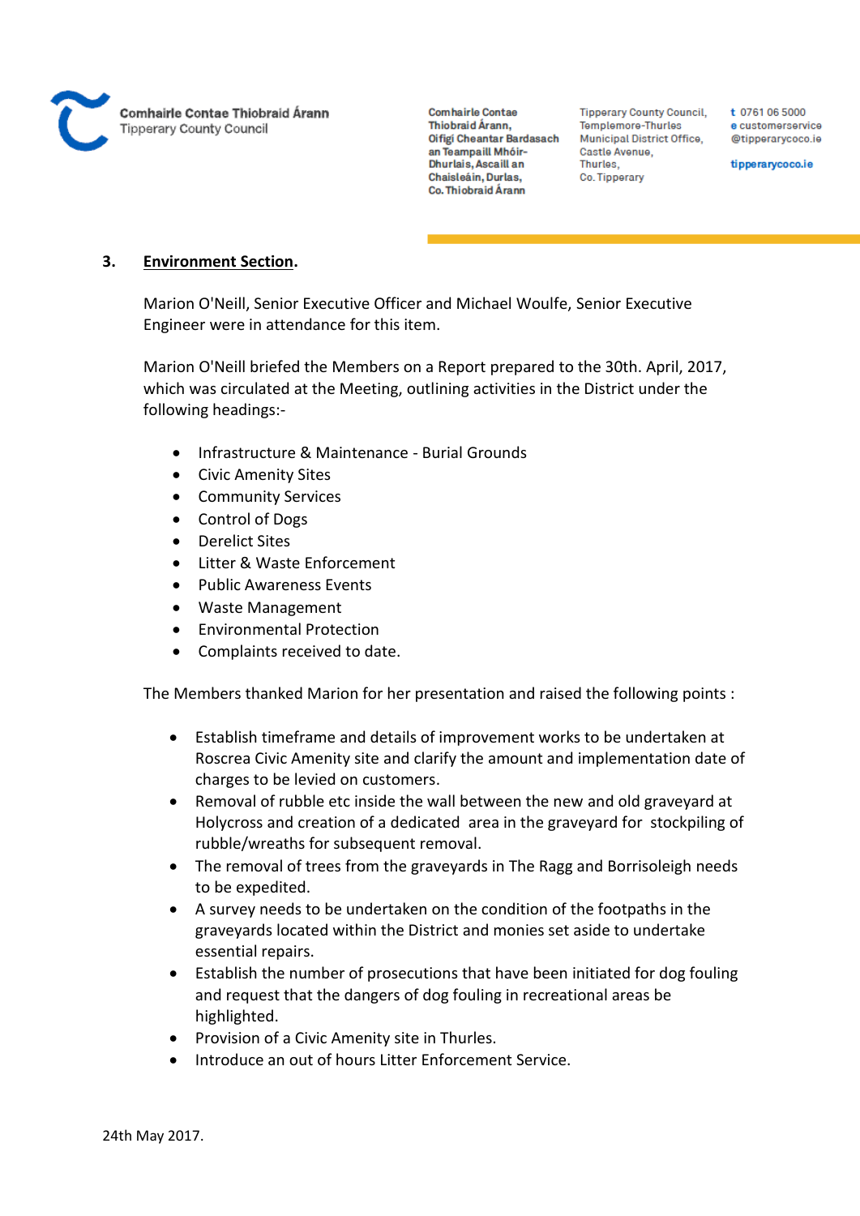## 3. Environment Section.

Marion O'Neill, Senior Executive Officer and Michael Woulfe, Senior Executive Engineer were in attendance for this item.

Marion O'Neill briefed the Members on a Report prepared to the 30th. April, 2017, which was circulated at the Meeting, outlining activities in the District under the following headings:-

- Infrastructure & Maintenance - Burial Grounds
- Civic Amenity Sites
- Community Services
- Control of Dogs
- Derelict Sites
- Litter & Waste Enforcement
- Public Awareness Events
- Waste Management
- Environmental Protection
- Complaints received to date.

The Members thanked Marion for her presentation and raised the following points :

- Establish timeframe and details of improvement works to be undertaken at Roscrea Civic Amenity site and clarify the amount and implementation date of charges to be levied on customers.
- Removal of rubble etc inside the wall between the new and old graveyard at Holycross and creation of a dedicated area in the graveyard for stockpiling of rubble/wreaths for subsequent removal.
- The removal of trees from the graveyards in The Ragg and Borrisoleigh needs to be expedited.
- A survey needs to be undertaken on the condition of the footpaths in the graveyards located within the District and monies set aside to undertake essential repairs.
- Establish the number of prosecutions that have been initiated for dog fouling and request that the dangers of dog fouling in recreational areas be highlighted.
- Provision of a Civic Amenity site in Thurles.
- Introduce an out of hours Litter Enforcement Service.

24th May 2017.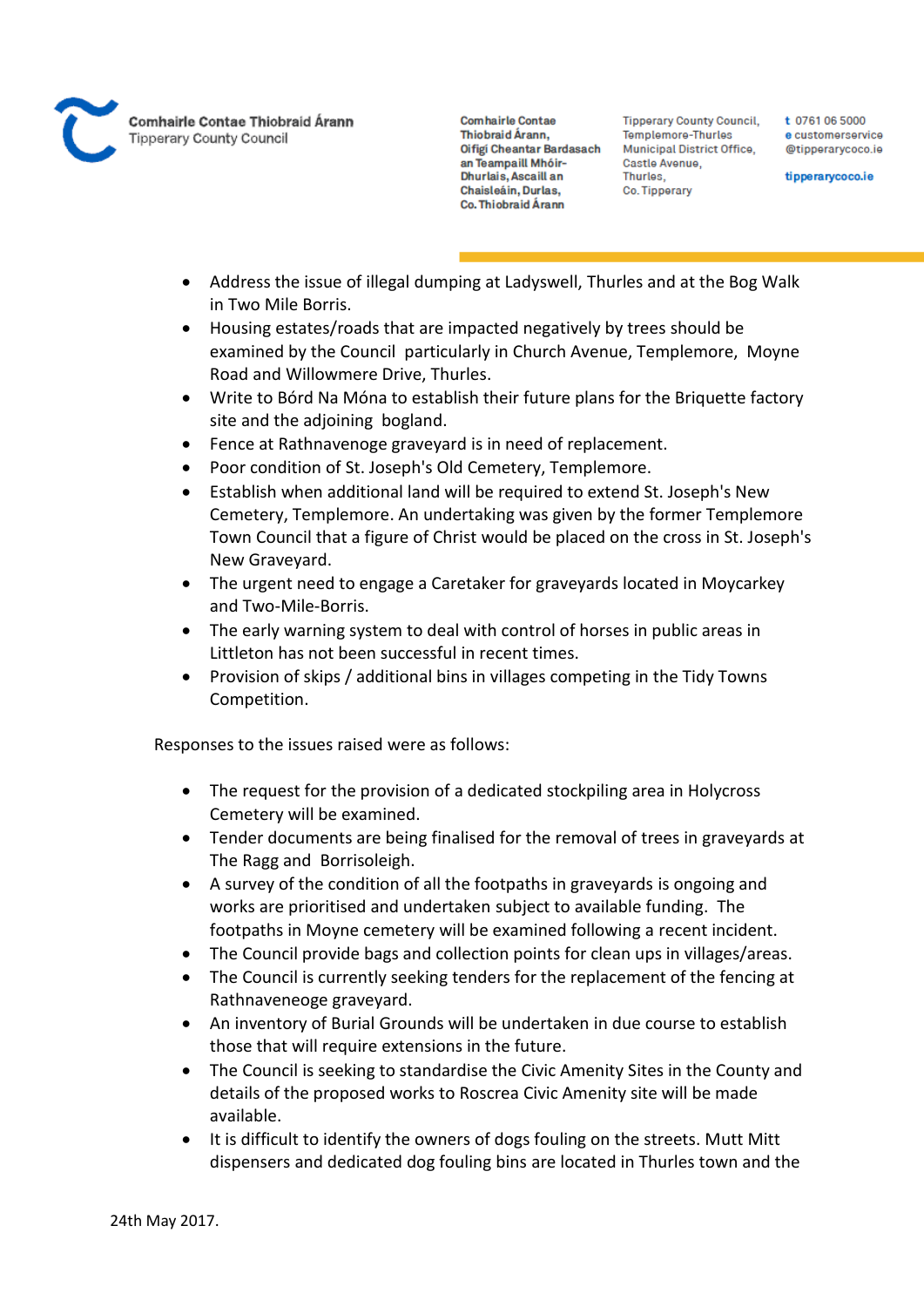- Address the issue of illegal dumping at Ladyswell, Thurles and at the Bog Walk in Two Mile Borris.
- Housing estates/roads that are impacted negatively by trees should be examined by the Council particularly in Church Avenue, Templemore, Moyne Road and Willowmere Drive, Thurles.
- Write to Bórd Na Móna to establish their future plans for the Briquette factory site and the adjoining bogland.
- Fence at Rathnavenoge graveyard is in need of replacement.
- Poor condition of St. Joseph's Old Cemetery, Templemore.
- Establish when additional land will be required to extend St. Joseph's New Cemetery, Templemore. An undertaking was given by the former Templemore Town Council that a figure of Christ would be placed on the cross in St. Joseph's New Graveyard.
- The urgent need to engage a Caretaker for graveyards located in Moycarkey and Two-Mile-Borris.
- The early warning system to deal with control of horses in public areas in Littleton has not been successful in recent times.
- Provision of skips / additional bins in villages competing in the Tidy Towns Competition.

Responses to the issues raised were as follows:

- The request for the provision of a dedicated stockpiling area in Holycross Cemetery will be examined.
- Tender documents are being finalised for the removal of trees in graveyards at The Ragg and Borrisoleigh.
- A survey of the condition of all the footpaths in graveyards is ongoing and works are prioritised and undertaken subject to available funding. The footpaths in Moyne cemetery will be examined following a recent incident.
- The Council provide bags and collection points for clean ups in villages/areas.
- The Council is currently seeking tenders for the replacement of the fencing at Rathnaveneoge graveyard.
- An inventory of Burial Grounds will be undertaken in due course to establish those that will require extensions in the future.
- The Council is seeking to standardise the Civic Amenity Sites in the County and details of the proposed works to Roscrea Civic Amenity site will be made available.
- It is difficult to identify the owners of dogs fouling on the streets. Mutt Mitt dispensers and dedicated dog fouling bins are located in Thurles town and the

24th May 2017.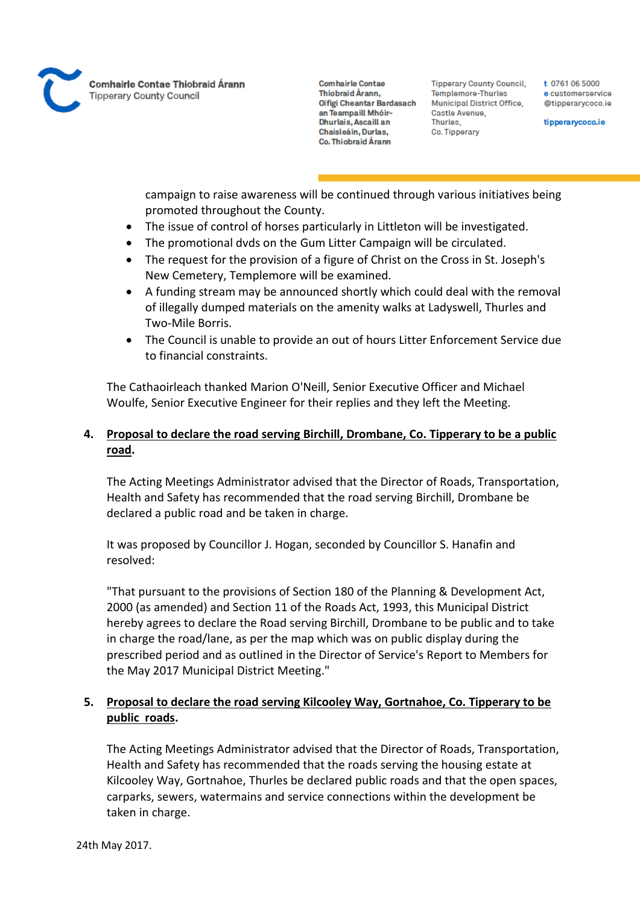campaign to raise awareness will be continued through various initiatives being promoted throughout the County.

- The issue of control of horses particularly in Littleton will be investigated.
- The promotional dvds on the Gum Litter Campaign will be circulated.
- The request for the provision of a figure of Christ on the Cross in St. Joseph's New Cemetery, Templemore will be examined.
- A funding stream may be announced shortly which could deal with the removal of illegally dumped materials on the amenity walks at Ladyswell, Thurles and Two-Mile Borris.
- The Council is unable to provide an out of hours Litter Enforcement Service due to financial constraints.

The Cathaoirleach thanked Marion O'Neill, Senior Executive Officer and Michael Woulfe, Senior Executive Engineer for their replies and they left the Meeting.

**4. <u>Proposal to declare the road serving Birchill, Drombane, Co. Tipperary to be a public road</u>.**

The Acting Meetings Administrator advised that the Director of Roads, Transportation, Health and Safety has recommended that the road serving Birchill, Drombane be declared a public road and be taken in charge.

It was proposed by Councillor J. Hogan, seconded by Councillor S. Hanafin and resolved:

"That pursuant to the provisions of Section 180 of the Planning & Development Act, 2000 (as amended) and Section 11 of the Roads Act, 1993, this Municipal District hereby agrees to declare the Road serving Birchill, Drombane to be public and to take in charge the road/lane, as per the map which was on public display during the prescribed period and as outlined in the Director of Service's Report to Members for the May 2017 Municipal District Meeting."

**5. <u>Proposal to declare the road serving Kilcooley Way, Gortnahoe, Co. Tipperary to be public roads</u>.**

The Acting Meetings Administrator advised that the Director of Roads, Transportation, Health and Safety has recommended that the roads serving the housing estate at Kilcooley Way, Gortnahoe, Thurles be declared public roads and that the open spaces, carparks, sewers, watermains and service connections within the development be taken in charge.

24th May 2017.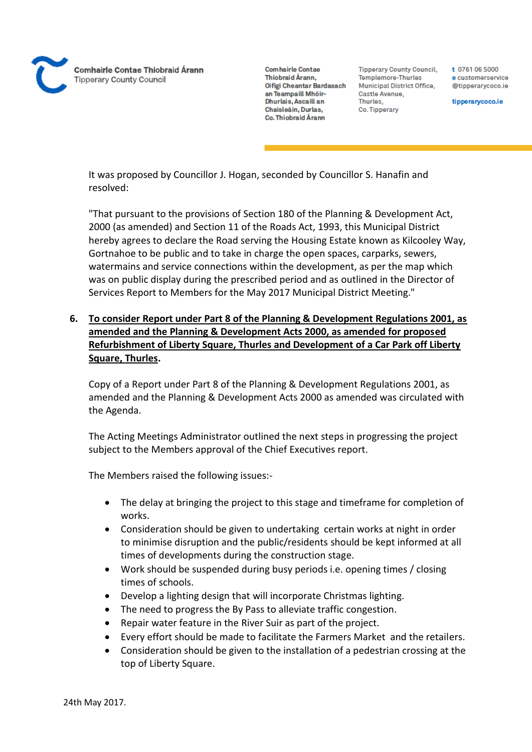It was proposed by Councillor J. Hogan, seconded by Councillor S. Hanafin and resolved:

"That pursuant to the provisions of Section 180 of the Planning & Development Act, 2000 (as amended) and Section 11 of the Roads Act, 1993, this Municipal District hereby agrees to declare the Road serving the Housing Estate known as Kilcooley Way, Gortnahoe to be public and to take in charge the open spaces, carparks, sewers, watermains and service connections within the development, as per the map which was on public display during the prescribed period and as outlined in the Director of Services Report to Members for the May 2017 Municipal District Meeting."

**6. To consider Report under Part 8 of the Planning & Development Regulations 2001, as amended and the Planning & Development Acts 2000, as amended for proposed Refurbishment of Liberty Square, Thurles and Development of a Car Park off Liberty Square, Thurles.**

Copy of a Report under Part 8 of the Planning & Development Regulations 2001, as amended and the Planning & Development Acts 2000 as amended was circulated with the Agenda.

The Acting Meetings Administrator outlined the next steps in progressing the project subject to the Members approval of the Chief Executives report.

The Members raised the following issues:-

- The delay at bringing the project to this stage and timeframe for completion of works.
- Consideration should be given to undertaking certain works at night in order to minimise disruption and the public/residents should be kept informed at all times of developments during the construction stage.
- Work should be suspended during busy periods i.e. opening times / closing times of schools.
- Develop a lighting design that will incorporate Christmas lighting.
- The need to progress the By Pass to alleviate traffic congestion.
- Repair water feature in the River Suir as part of the project.
- Every effort should be made to facilitate the Farmers Market and the retailers.
- Consideration should be given to the installation of a pedestrian crossing at the top of Liberty Square.

24th May 2017.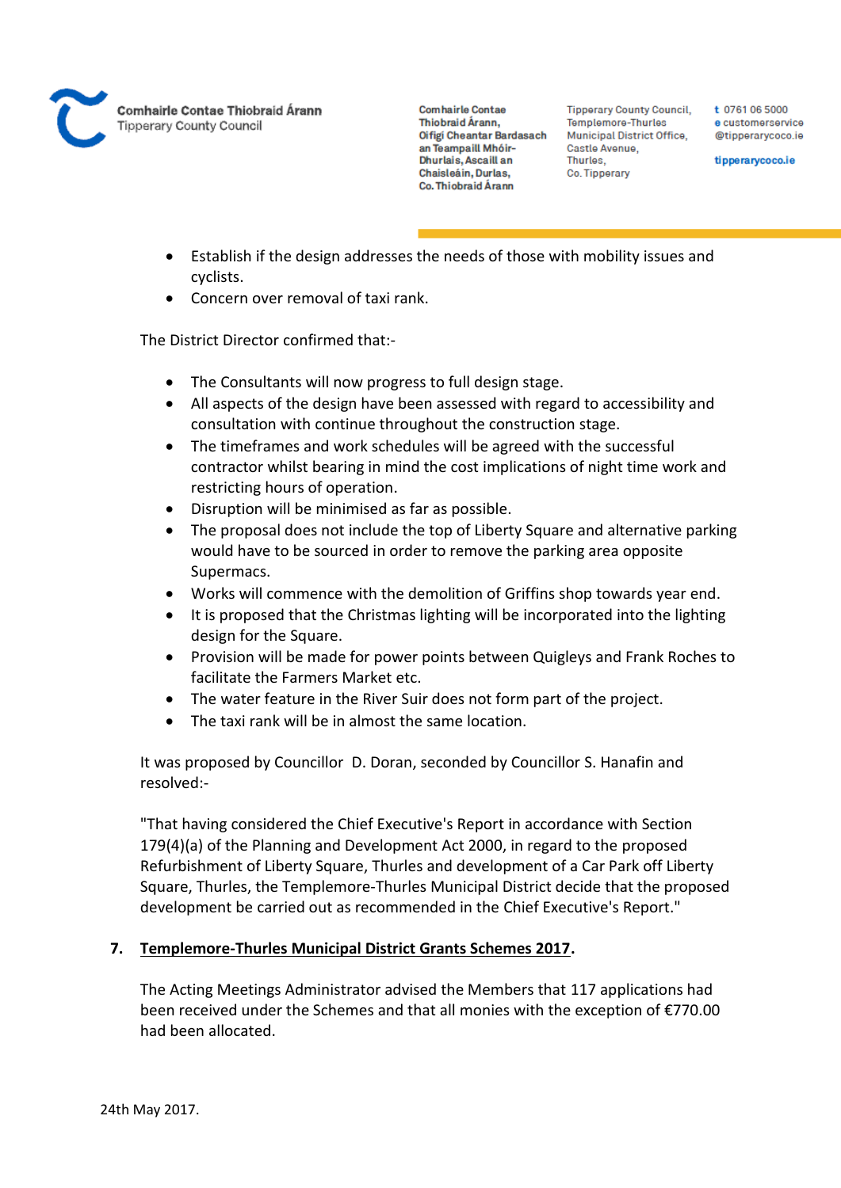- Establish if the design addresses the needs of those with mobility issues and cyclists.
- Concern over removal of taxi rank.

The District Director confirmed that:-

- The Consultants will now progress to full design stage.
- All aspects of the design have been assessed with regard to accessibility and consultation with continue throughout the construction stage.
- The timeframes and work schedules will be agreed with the successful contractor whilst bearing in mind the cost implications of night time work and restricting hours of operation.
- Disruption will be minimised as far as possible.
- The proposal does not include the top of Liberty Square and alternative parking would have to be sourced in order to remove the parking area opposite Supermacs.
- Works will commence with the demolition of Griffins shop towards year end.
- It is proposed that the Christmas lighting will be incorporated into the lighting design for the Square.
- Provision will be made for power points between Quigleys and Frank Roches to facilitate the Farmers Market etc.
- The water feature in the River Suir does not form part of the project.
- The taxi rank will be in almost the same location.

It was proposed by Councillor D. Doran, seconded by Councillor S. Hanafin and resolved:-

"That having considered the Chief Executive's Report in accordance with Section 179(4)(a) of the Planning and Development Act 2000, in regard to the proposed Refurbishment of Liberty Square, Thurles and development of a Car Park off Liberty Square, Thurles, the Templemore-Thurles Municipal District decide that the proposed development be carried out as recommended in the Chief Executive's Report."

**7. <u>Templemore-Thurles Municipal District Grants Schemes 2017</u>.**

The Acting Meetings Administrator advised the Members that 117 applications had been received under the Schemes and that all monies with the exception of €770.00 had been allocated.

24th May 2017.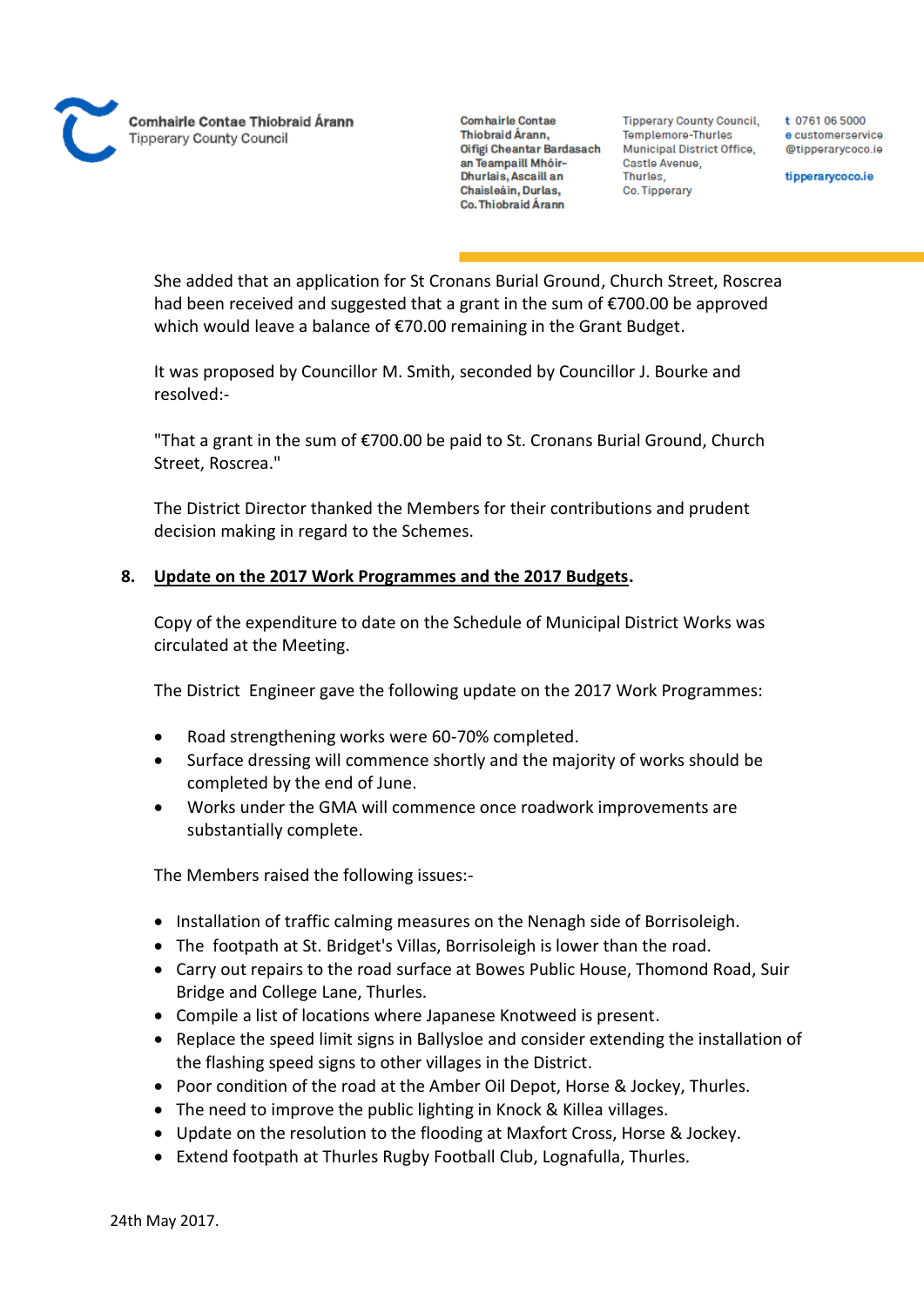She added that an application for St Cronans Burial Ground, Church Street, Roscrea had been received and suggested that a grant in the sum of €700.00 be approved which would leave a balance of €70.00 remaining in the Grant Budget.

It was proposed by Councillor M. Smith, seconded by Councillor J. Bourke and resolved:-

"That a grant in the sum of €700.00 be paid to St. Cronans Burial Ground, Church Street, Roscrea."

The District Director thanked the Members for their contributions and prudent decision making in regard to the Schemes.

**8. <u>Update on the 2017 Work Programmes and the 2017 Budgets</u>.**

Copy of the expenditure to date on the Schedule of Municipal District Works was circulated at the Meeting.

The District Engineer gave the following update on the 2017 Work Programmes:

- Road strengthening works were 60-70% completed.
- Surface dressing will commence shortly and the majority of works should be completed by the end of June.
- Works under the GMA will commence once roadwork improvements are substantially complete.

The Members raised the following issues:-

- Installation of traffic calming measures on the Nenagh side of Borrisoleigh.
- The footpath at St. Bridget's Villas, Borrisoleigh is lower than the road.
- Carry out repairs to the road surface at Bowes Public House, Thomond Road, Suir Bridge and College Lane, Thurles.
- Compile a list of locations where Japanese Knotweed is present.
- Replace the speed limit signs in Ballysloe and consider extending the installation of the flashing speed signs to other villages in the District.
- Poor condition of the road at the Amber Oil Depot, Horse & Jockey, Thurles.
- The need to improve the public lighting in Knock & Killea villages.
- Update on the resolution to the flooding at Maxfort Cross, Horse & Jockey.
- Extend footpath at Thurles Rugby Football Club, Lognafulla, Thurles.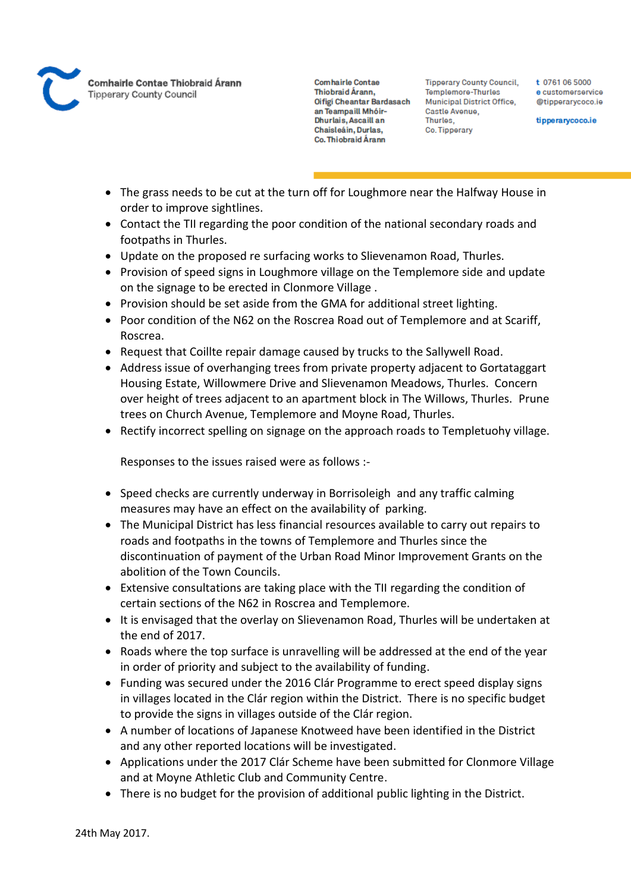- The grass needs to be cut at the turn off for Loughmore near the Halfway House in order to improve sightlines.
- Contact the TII regarding the poor condition of the national secondary roads and footpaths in Thurles.
- Update on the proposed re surfacing works to Slievenamon Road, Thurles.
- Provision of speed signs in Loughmore village on the Templemore side and update on the signage to be erected in Clonmore Village .
- Provision should be set aside from the GMA for additional street lighting.
- Poor condition of the N62 on the Roscrea Road out of Templemore and at Scariff, Roscrea.
- Request that Coillte repair damage caused by trucks to the Sallywell Road.
- Address issue of overhanging trees from private property adjacent to Gortataggart Housing Estate, Willowmere Drive and Slievenamon Meadows, Thurles. Concern over height of trees adjacent to an apartment block in The Willows, Thurles. Prune trees on Church Avenue, Templemore and Moyne Road, Thurles.
- Rectify incorrect spelling on signage on the approach roads to Templetuohy village.

Responses to the issues raised were as follows :-

- Speed checks are currently underway in Borrisoleigh and any traffic calming measures may have an effect on the availability of parking.
- The Municipal District has less financial resources available to carry out repairs to roads and footpaths in the towns of Templemore and Thurles since the discontinuation of payment of the Urban Road Minor Improvement Grants on the abolition of the Town Councils.
- Extensive consultations are taking place with the TII regarding the condition of certain sections of the N62 in Roscrea and Templemore.
- It is envisaged that the overlay on Slievenamon Road, Thurles will be undertaken at the end of 2017.
- Roads where the top surface is unravelling will be addressed at the end of the year in order of priority and subject to the availability of funding.
- Funding was secured under the 2016 Clár Programme to erect speed display signs in villages located in the Clár region within the District. There is no specific budget to provide the signs in villages outside of the Clár region.
- A number of locations of Japanese Knotweed have been identified in the District and any other reported locations will be investigated.
- Applications under the 2017 Clár Scheme have been submitted for Clonmore Village and at Moyne Athletic Club and Community Centre.
- There is no budget for the provision of additional public lighting in the District.

24th May 2017.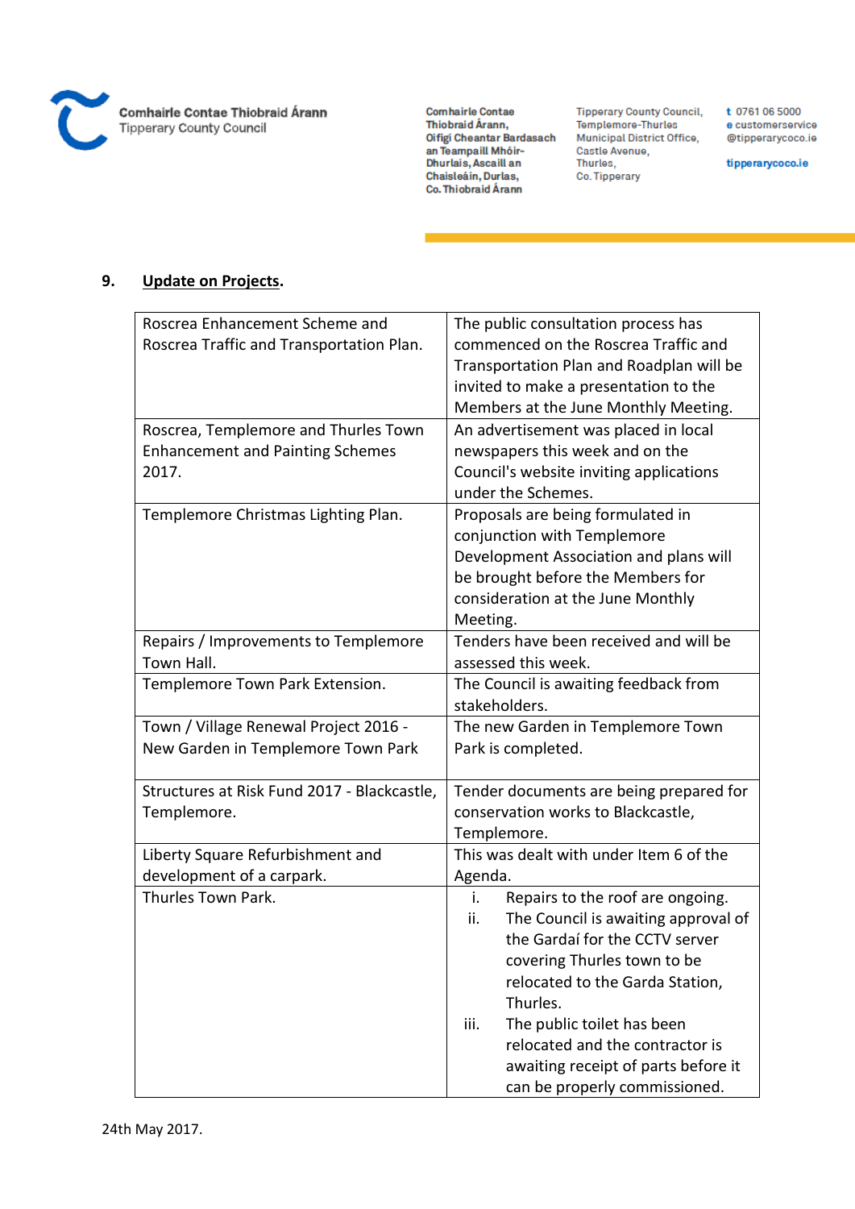**9. Update on Projects.**

| | |
|---|---|
| Roscrea Enhancement Scheme and Roscrea Traffic and Transportation Plan. | The public consultation process has commenced on the Roscrea Traffic and Transportation Plan and Roadplan will be invited to make a presentation to the Members at the June Monthly Meeting. |
| Roscrea, Templemore and Thurles Town Enhancement and Painting Schemes 2017. | An advertisement was placed in local newspapers this week and on the Council's website inviting applications under the Schemes. |
| Templemore Christmas Lighting Plan. | Proposals are being formulated in conjunction with Templemore Development Association and plans will be brought before the Members for consideration at the June Monthly Meeting. |
| Repairs / Improvements to Templemore Town Hall. | Tenders have been received and will be assessed this week. |
| Templemore Town Park Extension. | The Council is awaiting feedback from stakeholders. |
| Town / Village Renewal Project 2016 - New Garden in Templemore Town Park | The new Garden in Templemore Town Park is completed. |
| Structures at Risk Fund 2017 - Blackcastle, Templemore. | Tender documents are being prepared for conservation works to Blackcastle, Templemore. |
| Liberty Square Refurbishment and development of a carpark. | This was dealt with under Item 6 of the Agenda. |
| Thurles Town Park. | i. Repairs to the roof are ongoing. ii. The Council is awaiting approval of the Gardaí for the CCTV server covering Thurles town to be relocated to the Garda Station, Thurles. iii. The public toilet has been relocated and the contractor is awaiting receipt of parts before it can be properly commissioned. |

24th May 2017.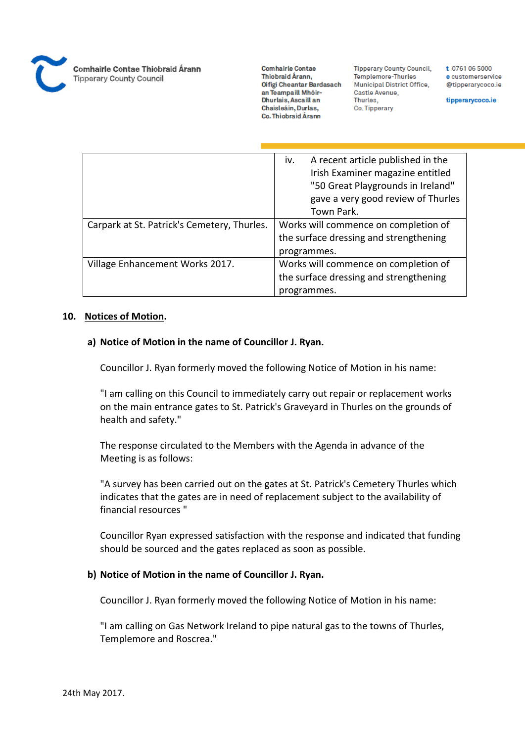| | |
|---|---|
| | iv. A recent article published in the Irish Examiner magazine entitled "50 Great Playgrounds in Ireland" gave a very good review of Thurles Town Park. |
| Carpark at St. Patrick's Cemetery, Thurles. | Works will commence on completion of the surface dressing and strengthening programmes. |
| Village Enhancement Works 2017. | Works will commence on completion of the surface dressing and strengthening programmes. |

**10. Notices of Motion.**

**a) Notice of Motion in the name of Councillor J. Ryan.**

Councillor J. Ryan formerly moved the following Notice of Motion in his name:

"I am calling on this Council to immediately carry out repair or replacement works on the main entrance gates to St. Patrick's Graveyard in Thurles on the grounds of health and safety."

The response circulated to the Members with the Agenda in advance of the Meeting is as follows:

"A survey has been carried out on the gates at St. Patrick's Cemetery Thurles which indicates that the gates are in need of replacement subject to the availability of financial resources "

Councillor Ryan expressed satisfaction with the response and indicated that funding should be sourced and the gates replaced as soon as possible.

**b) Notice of Motion in the name of Councillor J. Ryan.**

Councillor J. Ryan formerly moved the following Notice of Motion in his name:

"I am calling on Gas Network Ireland to pipe natural gas to the towns of Thurles, Templemore and Roscrea."

24th May 2017.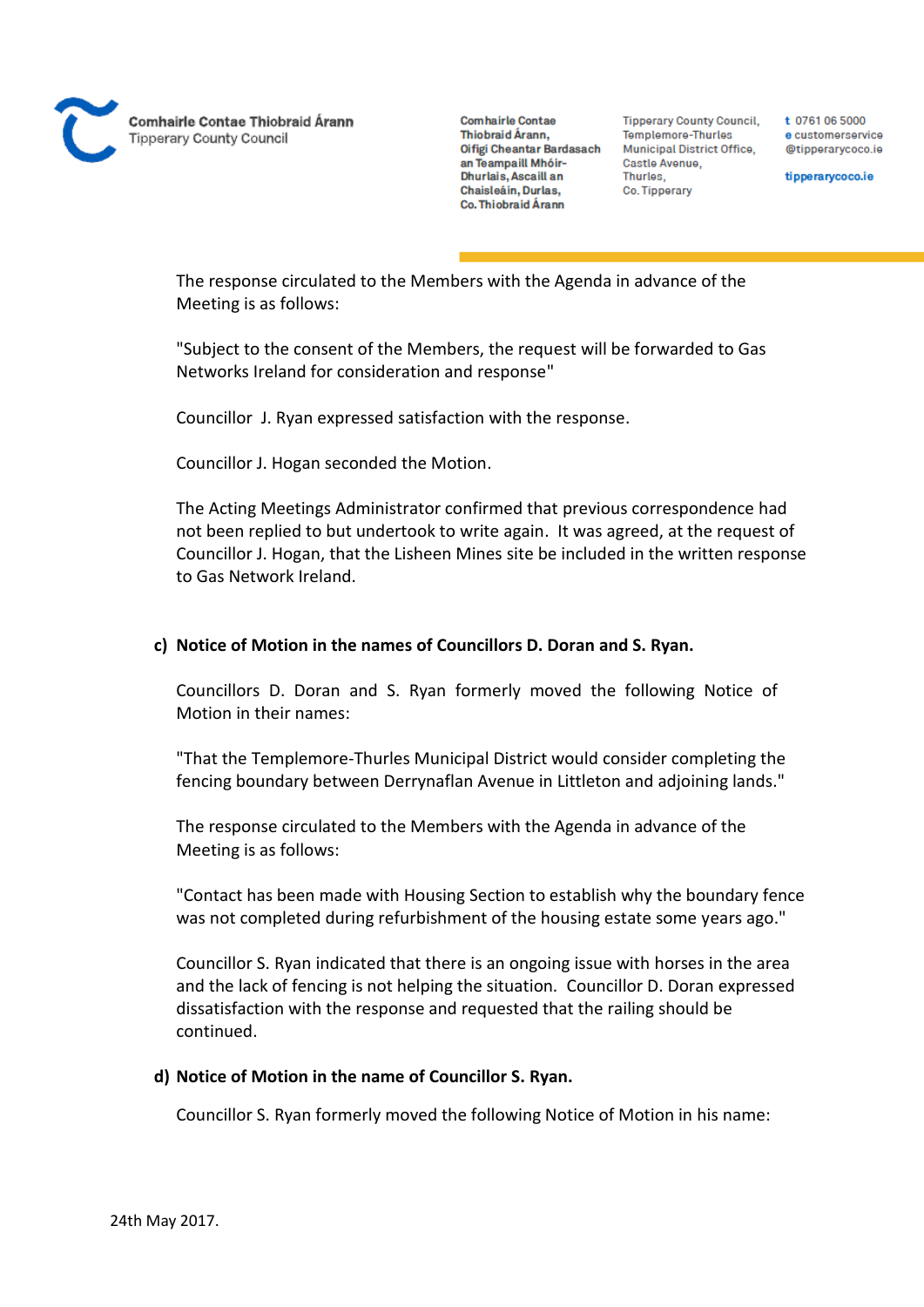The response circulated to the Members with the Agenda in advance of the Meeting is as follows:

"Subject to the consent of the Members, the request will be forwarded to Gas Networks Ireland for consideration and response"

Councillor J. Ryan expressed satisfaction with the response.

Councillor J. Hogan seconded the Motion.

The Acting Meetings Administrator confirmed that previous correspondence had not been replied to but undertook to write again. It was agreed, at the request of Councillor J. Hogan, that the Lisheen Mines site be included in the written response to Gas Network Ireland.

**c) Notice of Motion in the names of Councillors D. Doran and S. Ryan.**

Councillors D. Doran and S. Ryan formerly moved the following Notice of Motion in their names:

"That the Templemore-Thurles Municipal District would consider completing the fencing boundary between Derrynaflan Avenue in Littleton and adjoining lands."

The response circulated to the Members with the Agenda in advance of the Meeting is as follows:

"Contact has been made with Housing Section to establish why the boundary fence was not completed during refurbishment of the housing estate some years ago."

Councillor S. Ryan indicated that there is an ongoing issue with horses in the area and the lack of fencing is not helping the situation. Councillor D. Doran expressed dissatisfaction with the response and requested that the railing should be continued.

**d) Notice of Motion in the name of Councillor S. Ryan.**

Councillor S. Ryan formerly moved the following Notice of Motion in his name:

24th May 2017.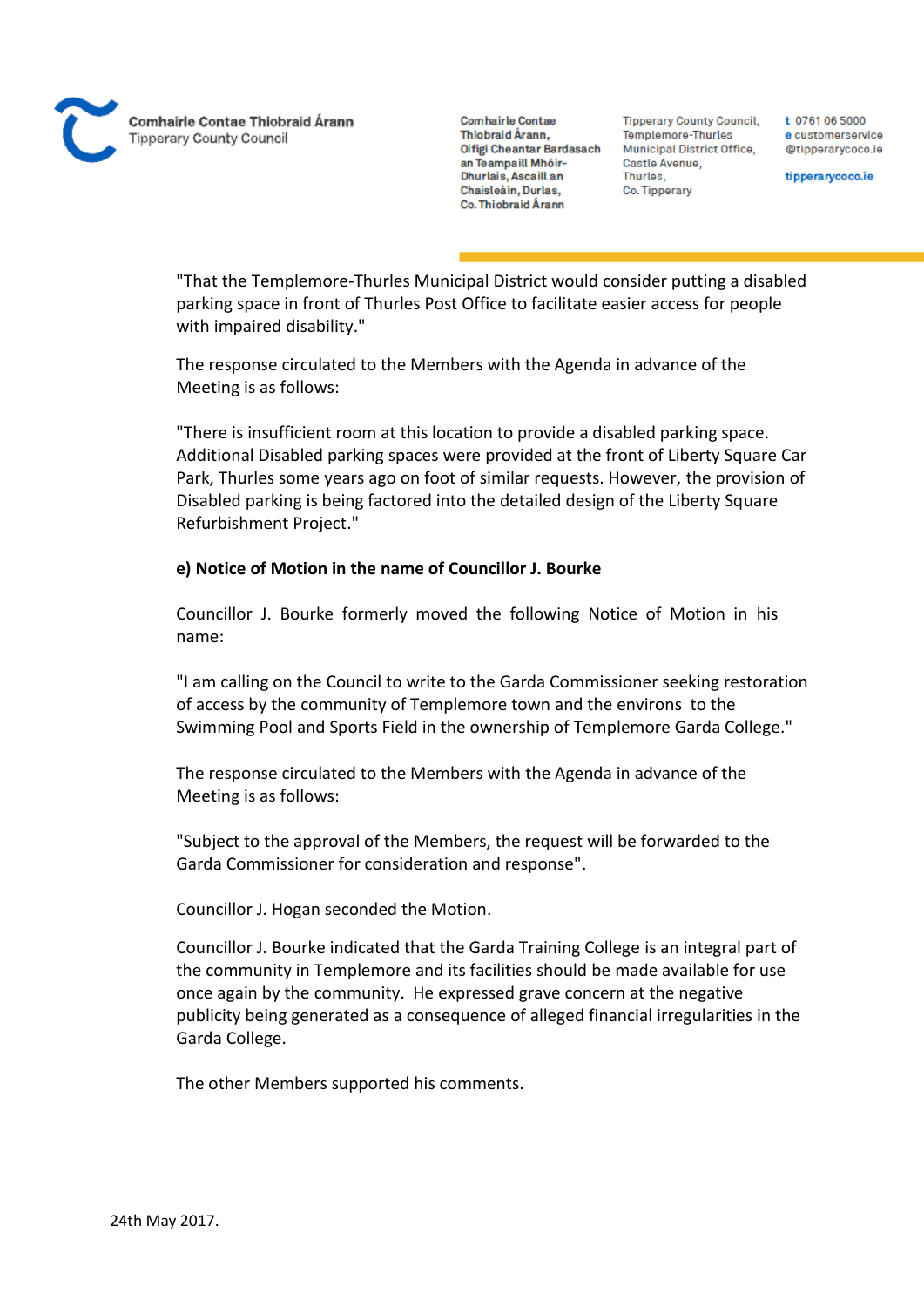"That the Templemore-Thurles Municipal District would consider putting a disabled parking space in front of Thurles Post Office to facilitate easier access for people with impaired disability."

The response circulated to the Members with the Agenda in advance of the Meeting is as follows:

"There is insufficient room at this location to provide a disabled parking space. Additional Disabled parking spaces were provided at the front of Liberty Square Car Park, Thurles some years ago on foot of similar requests. However, the provision of Disabled parking is being factored into the detailed design of the Liberty Square Refurbishment Project."

**e) Notice of Motion in the name of Councillor J. Bourke**

Councillor J. Bourke formerly moved the following Notice of Motion in his name:

"I am calling on the Council to write to the Garda Commissioner seeking restoration of access by the community of Templemore town and the environs to the Swimming Pool and Sports Field in the ownership of Templemore Garda College."

The response circulated to the Members with the Agenda in advance of the Meeting is as follows:

"Subject to the approval of the Members, the request will be forwarded to the Garda Commissioner for consideration and response".

Councillor J. Hogan seconded the Motion.

Councillor J. Bourke indicated that the Garda Training College is an integral part of the community in Templemore and its facilities should be made available for use once again by the community. He expressed grave concern at the negative publicity being generated as a consequence of alleged financial irregularities in the Garda College.

The other Members supported his comments.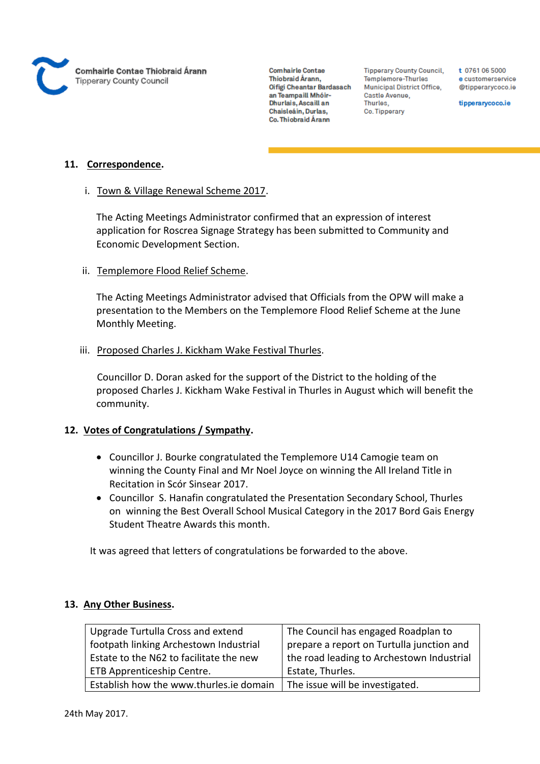**11. Correspondence.**

i. Town & Village Renewal Scheme 2017.

The Acting Meetings Administrator confirmed that an expression of interest application for Roscrea Signage Strategy has been submitted to Community and Economic Development Section.

ii. Templemore Flood Relief Scheme.

The Acting Meetings Administrator advised that Officials from the OPW will make a presentation to the Members on the Templemore Flood Relief Scheme at the June Monthly Meeting.

iii. Proposed Charles J. Kickham Wake Festival Thurles.

Councillor D. Doran asked for the support of the District to the holding of the proposed Charles J. Kickham Wake Festival in Thurles in August which will benefit the community.

**12. Votes of Congratulations / Sympathy.**

- Councillor J. Bourke congratulated the Templemore U14 Camogie team on winning the County Final and Mr Noel Joyce on winning the All Ireland Title in Recitation in Scór Sinsear 2017.
- Councillor S. Hanafin congratulated the Presentation Secondary School, Thurles on winning the Best Overall School Musical Category in the 2017 Bord Gais Energy Student Theatre Awards this month.

It was agreed that letters of congratulations be forwarded to the above.

**13. Any Other Business.**

| | |
|---|---|
| Upgrade Turtulla Cross and extend footpath linking Archestown Industrial Estate to the N62 to facilitate the new ETB Apprenticeship Centre. | The Council has engaged Roadplan to prepare a report on Turtulla junction and the road leading to Archestown Industrial Estate, Thurles. |
| Establish how the www.thurles.ie domain | The issue will be investigated. |

24th May 2017.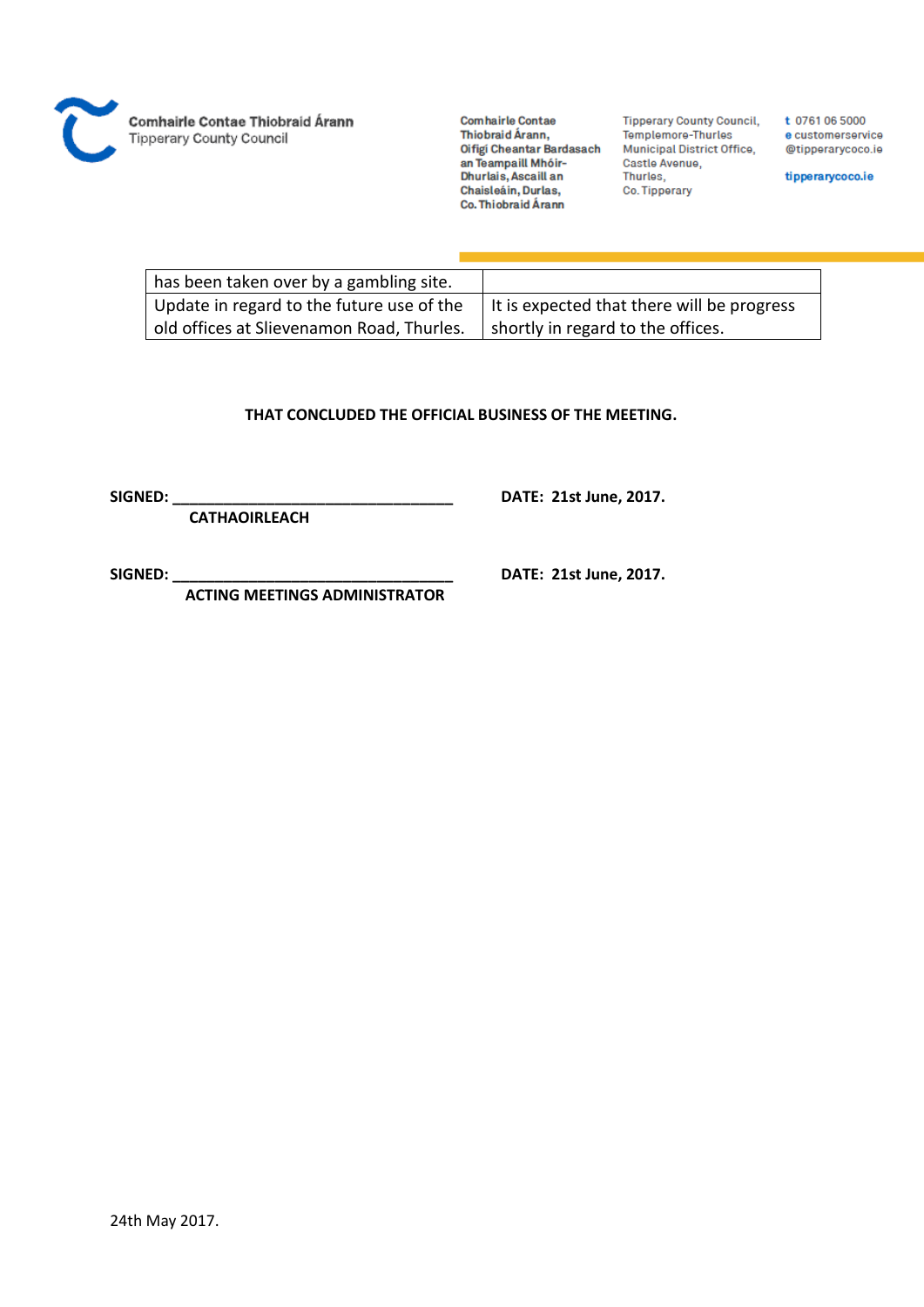Comhairle Contae Thiobraid Árann
Tipperary County Council

Comhairle Contae Thiobraid Árann, Oifigí Cheantar Bardasach an Teampaill Mhóir-Dhurlais, Ascaill an Chaisleáin, Durlas, Co. Thiobraid Árann

Tipperary County Council, Templemore-Thurles Municipal District Office, Castle Avenue, Thurles, Co. Tipperary

t 0761 06 5000
e customerservice@tipperarycoco.ie

tipperarycoco.ie

| | |
|---|---|
| has been taken over by a gambling site. | |
| Update in regard to the future use of the old offices at Slievenamon Road, Thurles. | It is expected that there will be progress shortly in regard to the offices. |

**THAT CONCLUDED THE OFFICIAL BUSINESS OF THE MEETING.**

**SIGNED: \_\_\_\_\_\_\_\_\_\_\_\_\_\_\_\_\_\_\_\_\_\_\_\_\_\_\_\_\_\_\_\_\_\_ DATE: 21st June, 2017.**
**CATHAOIRLEACH**

**SIGNED: \_\_\_\_\_\_\_\_\_\_\_\_\_\_\_\_\_\_\_\_\_\_\_\_\_\_\_\_\_\_\_\_\_\_ DATE: 21st June, 2017.**
**ACTING MEETINGS ADMINISTRATOR**

24th May 2017.